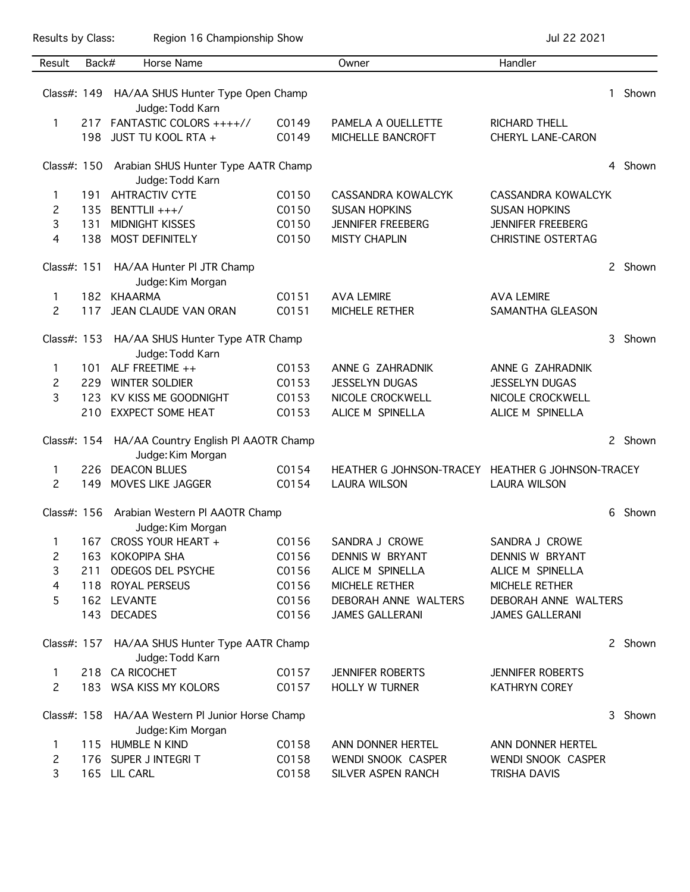Results by Class: Region 16 Championship Show Jul 22 2021

| Result | Back# | Horse Name | | Owner | Handler |
|---|---|---|---|---|---|
| **Class#: 149** | | **HA/AA SHUS Hunter Type Open Champ** | | | **1 Shown** |
| | | Judge: Todd Karn | | | |
| 1 | 217 | FANTASTIC COLORS ++++// | C0149 | PAMELA A OUELLETTE | RICHARD THELL |
| | 198 | JUST TU KOOL RTA + | C0149 | MICHELLE BANCROFT | CHERYL LANE-CARON |
| **Class#: 150** | | **Arabian SHUS Hunter Type AATR Champ** | | | **4 Shown** |
| | | Judge: Todd Karn | | | |
| 1 | 191 | AHTRACTIV CYTE | C0150 | CASSANDRA KOWALCYK | CASSANDRA KOWALCYK |
| 2 | 135 | BENTTLII +++/ | C0150 | SUSAN HOPKINS | SUSAN HOPKINS |
| 3 | 131 | MIDNIGHT KISSES | C0150 | JENNIFER FREEBERG | JENNIFER FREEBERG |
| 4 | 138 | MOST DEFINITELY | C0150 | MISTY CHAPLIN | CHRISTINE OSTERTAG |
| **Class#: 151** | | **HA/AA Hunter Pl JTR Champ** | | | **2 Shown** |
| | | Judge: Kim Morgan | | | |
| 1 | 182 | KHAARMA | C0151 | AVA LEMIRE | AVA LEMIRE |
| 2 | 117 | JEAN CLAUDE VAN ORAN | C0151 | MICHELE RETHER | SAMANTHA GLEASON |
| **Class#: 153** | | **HA/AA SHUS Hunter Type ATR Champ** | | | **3 Shown** |
| | | Judge: Todd Karn | | | |
| 1 | 101 | ALF FREETIME ++ | C0153 | ANNE G ZAHRADNIK | ANNE G ZAHRADNIK |
| 2 | 229 | WINTER SOLDIER | C0153 | JESSELYN DUGAS | JESSELYN DUGAS |
| 3 | 123 | KV KISS ME GOODNIGHT | C0153 | NICOLE CROCKWELL | NICOLE CROCKWELL |
| | 210 | EXXPECT SOME HEAT | C0153 | ALICE M SPINELLA | ALICE M SPINELLA |
| **Class#: 154** | | **HA/AA Country English Pl AAOTR Champ** | | | **2 Shown** |
| | | Judge: Kim Morgan | | | |
| 1 | 226 | DEACON BLUES | C0154 | HEATHER G JOHNSON-TRACEY | HEATHER G JOHNSON-TRACEY |
| 2 | 149 | MOVES LIKE JAGGER | C0154 | LAURA WILSON | LAURA WILSON |
| **Class#: 156** | | **Arabian Western Pl AAOTR Champ** | | | **6 Shown** |
| | | Judge: Kim Morgan | | | |
| 1 | 167 | CROSS YOUR HEART + | C0156 | SANDRA J CROWE | SANDRA J CROWE |
| 2 | 163 | KOKOPIPA SHA | C0156 | DENNIS W BRYANT | DENNIS W BRYANT |
| 3 | 211 | ODEGOS DEL PSYCHE | C0156 | ALICE M SPINELLA | ALICE M SPINELLA |
| 4 | 118 | ROYAL PERSEUS | C0156 | MICHELE RETHER | MICHELE RETHER |
| 5 | 162 | LEVANTE | C0156 | DEBORAH ANNE WALTERS | DEBORAH ANNE WALTERS |
| | 143 | DECADES | C0156 | JAMES GALLERANI | JAMES GALLERANI |
| **Class#: 157** | | **HA/AA SHUS Hunter Type AATR Champ** | | | **2 Shown** |
| | | Judge: Todd Karn | | | |
| 1 | 218 | CA RICOCHET | C0157 | JENNIFER ROBERTS | JENNIFER ROBERTS |
| 2 | 183 | WSA KISS MY KOLORS | C0157 | HOLLY W TURNER | KATHRYN COREY |
| **Class#: 158** | | **HA/AA Western Pl Junior Horse Champ** | | | **3 Shown** |
| | | Judge: Kim Morgan | | | |
| 1 | 115 | HUMBLE N KIND | C0158 | ANN DONNER HERTEL | ANN DONNER HERTEL |
| 2 | 176 | SUPER J INTEGRI T | C0158 | WENDI SNOOK CASPER | WENDI SNOOK CASPER |
| 3 | 165 | LIL CARL | C0158 | SILVER ASPEN RANCH | TRISHA DAVIS |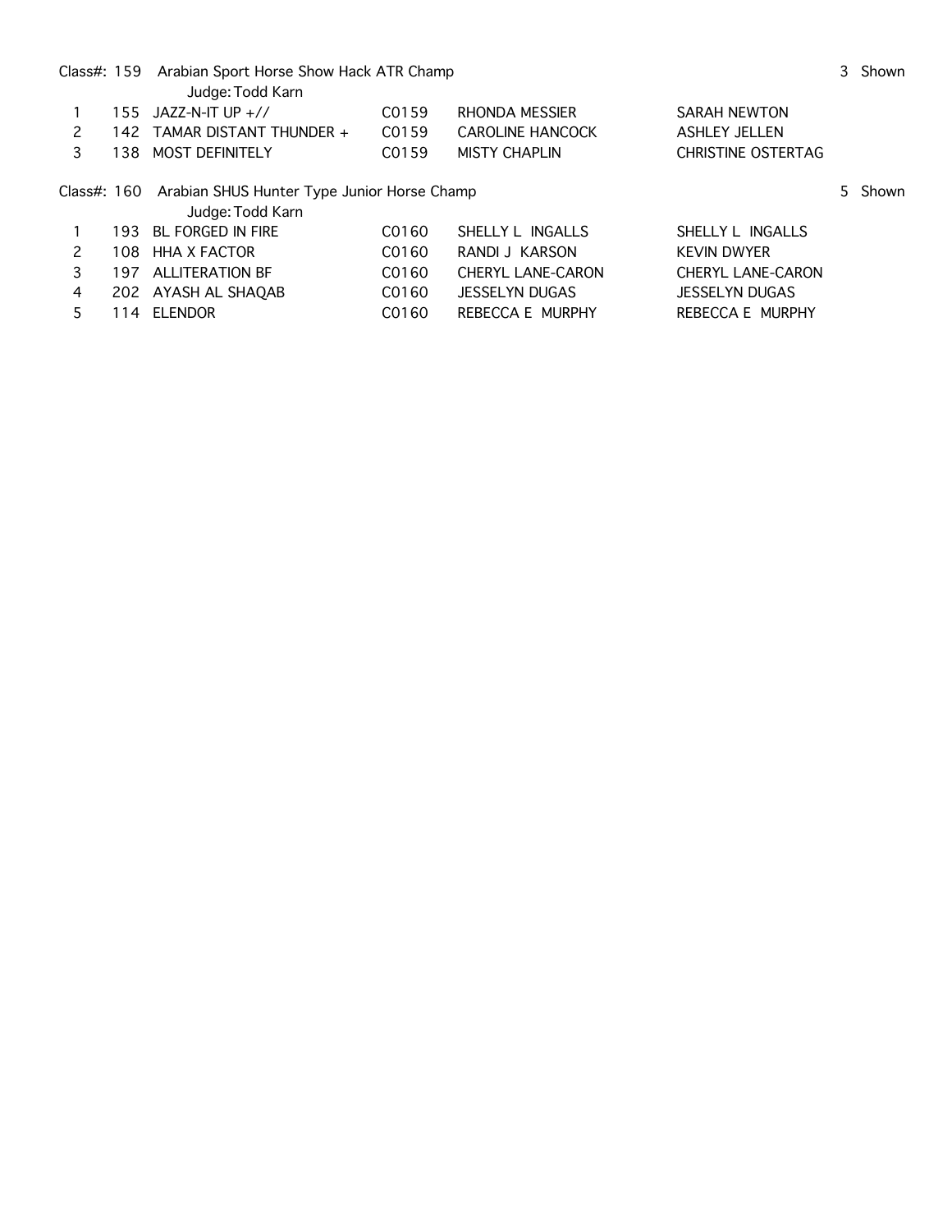Class#: 159 Arabian Sport Horse Show Hack ATR Champ — 3 Shown

Judge: Todd Karn

| | | | | | |
|---|---|---|---|---|---|
| 1 | 155 | JAZZ-N-IT UP +// | C0159 | RHONDA MESSIER | SARAH NEWTON |
| 2 | 142 | TAMAR DISTANT THUNDER + | C0159 | CAROLINE HANCOCK | ASHLEY JELLEN |
| 3 | 138 | MOST DEFINITELY | C0159 | MISTY CHAPLIN | CHRISTINE OSTERTAG |

Class#: 160 Arabian SHUS Hunter Type Junior Horse Champ — 5 Shown

Judge: Todd Karn

| | | | | | |
|---|---|---|---|---|---|
| 1 | 193 | BL FORGED IN FIRE | C0160 | SHELLY L INGALLS | SHELLY L INGALLS |
| 2 | 108 | HHA X FACTOR | C0160 | RANDI J KARSON | KEVIN DWYER |
| 3 | 197 | ALLITERATION BF | C0160 | CHERYL LANE-CARON | CHERYL LANE-CARON |
| 4 | 202 | AYASH AL SHAQAB | C0160 | JESSELYN DUGAS | JESSELYN DUGAS |
| 5 | 114 | ELENDOR | C0160 | REBECCA E MURPHY | REBECCA E MURPHY |